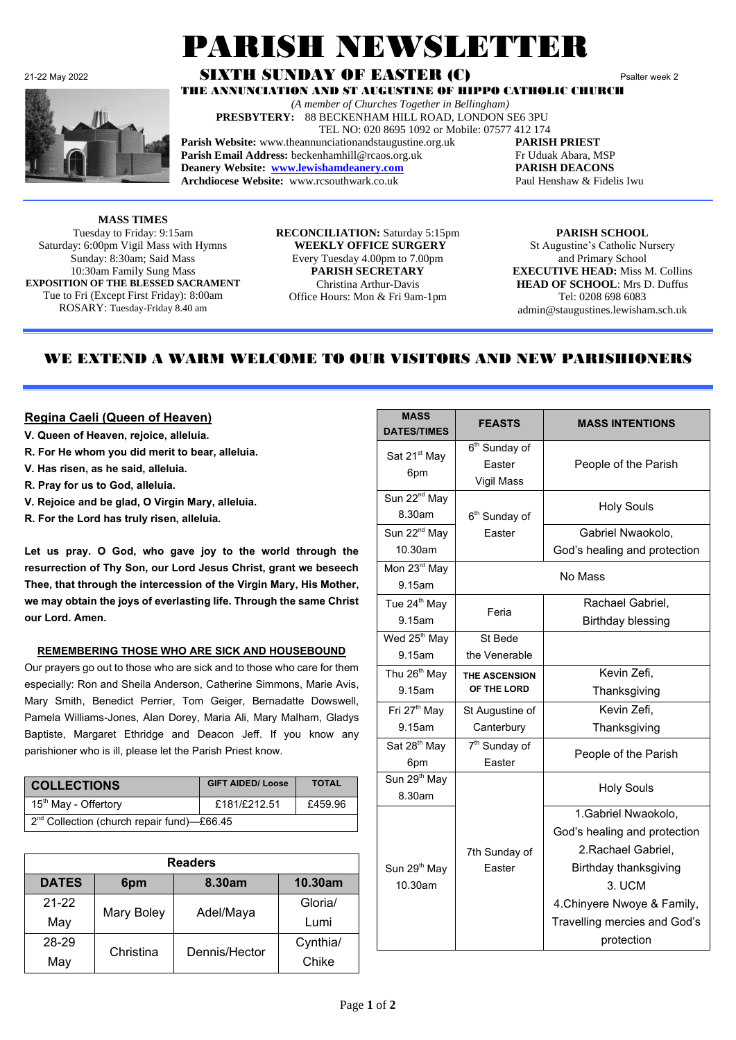# PARISH NEWSLETTER

21-22 May 2022

## SIXTH SUNDAY OF EASTER (C)

Psalter week 2

### THE ANNUNCIATION AND ST AUGUSTINE OF HIPPO CATHOLIC CHURCH

*(A member of Churches Together in Bellingham)*

**PRESBYTERY:** 88 BECKENHAM HILL ROAD, LONDON SE6 3PU

TEL NO: 020 8695 1092 or Mobile: 07577 412 174

**Parish Website:** www.theannunciationandstaugustine.org.uk
**Parish Email Address:** beckenhamhill@rcaos.org.uk
**Deanery Website:** **www.lewishamdeanery.com**
**Archdiocese Website:** www.rcsouthwark.co.uk

**PARISH PRIEST**
Fr Uduak Abara, MSP
**PARISH DEACONS**
Paul Henshaw & Fidelis Iwu

**MASS TIMES**
Tuesday to Friday: 9:15am
Saturday: 6:00pm Vigil Mass with Hymns
Sunday: 8:30am; Said Mass
10:30am Family Sung Mass
**EXPOSITION OF THE BLESSED SACRAMENT**
Tue to Fri (Except First Friday): 8:00am
ROSARY: Tuesday-Friday 8.40 am

**RECONCILIATION:** Saturday 5:15pm
**WEEKLY OFFICE SURGERY**
Every Tuesday 4.00pm to 7.00pm
**PARISH SECRETARY**
Christina Arthur-Davis
Office Hours: Mon & Fri 9am-1pm

**PARISH SCHOOL**
St Augustine's Catholic Nursery and Primary School
**EXECUTIVE HEAD:** Miss M. Collins
**HEAD OF SCHOOL**: Mrs D. Duffus
Tel: 0208 698 6083
admin@staugustines.lewisham.sch.uk

## WE EXTEND A WARM WELCOME TO OUR VISITORS AND NEW PARISHIONERS

### Regina Caeli (Queen of Heaven)

**V. Queen of Heaven, rejoice, alleluia.**
**R. For He whom you did merit to bear, alleluia.**
**V. Has risen, as he said, alleluia.**
**R. Pray for us to God, alleluia.**
**V. Rejoice and be glad, O Virgin Mary, alleluia.**
**R. For the Lord has truly risen, alleluia.**

**Let us pray. O God, who gave joy to the world through the resurrection of Thy Son, our Lord Jesus Christ, grant we beseech Thee, that through the intercession of the Virgin Mary, His Mother, we may obtain the joys of everlasting life. Through the same Christ our Lord. Amen.**

### REMEMBERING THOSE WHO ARE SICK AND HOUSEBOUND

Our prayers go out to those who are sick and to those who care for them especially: Ron and Sheila Anderson, Catherine Simmons, Marie Avis, Mary Smith, Benedict Perrier, Tom Geiger, Bernadatte Dowswell, Pamela Williams-Jones, Alan Dorey, Maria Ali, Mary Malham, Gladys Baptiste, Margaret Ethridge and Deacon Jeff. If you know any parishioner who is ill, please let the Parish Priest know.

| COLLECTIONS | GIFT AIDED/ Loose | TOTAL |
|---|---|---|
| 15th May - Offertory | £181/£212.51 | £459.96 |
| 2nd Collection (church repair fund)—£66.45 | | |

| Readers | | | |
|---|---|---|---|
| **DATES** | **6pm** | **8.30am** | **10.30am** |
| 21-22 May | Mary Boley | Adel/Maya | Gloria/ Lumi |
| 28-29 May | Christina | Dennis/Hector | Cynthia/ Chike |

| MASS DATES/TIMES | FEASTS | MASS INTENTIONS |
|---|---|---|
| Sat 21st May 6pm | 6th Sunday of Easter Vigil Mass | People of the Parish |
| Sun 22nd May 8.30am | 6th Sunday of Easter | Holy Souls |
| Sun 22nd May 10.30am | | Gabriel Nwaokolo, God's healing and protection |
| Mon 23rd May 9.15am | No Mass | |
| Tue 24th May 9.15am | Feria | Rachael Gabriel, Birthday blessing |
| Wed 25th May 9.15am | St Bede the Venerable | |
| Thu 26th May 9.15am | **THE ASCENSION OF THE LORD** | Kevin Zefi, Thanksgiving |
| Fri 27th May 9.15am | St Augustine of Canterbury | Kevin Zefi, Thanksgiving |
| Sat 28th May 6pm | 7th Sunday of Easter | People of the Parish |
| Sun 29th May 8.30am | 7th Sunday of Easter | Holy Souls |
| Sun 29th May 10.30am | | 1.Gabriel Nwaokolo, God's healing and protection 2.Rachael Gabriel, Birthday thanksgiving 3. UCM 4.Chinyere Nwoye & Family, Travelling mercies and God's protection |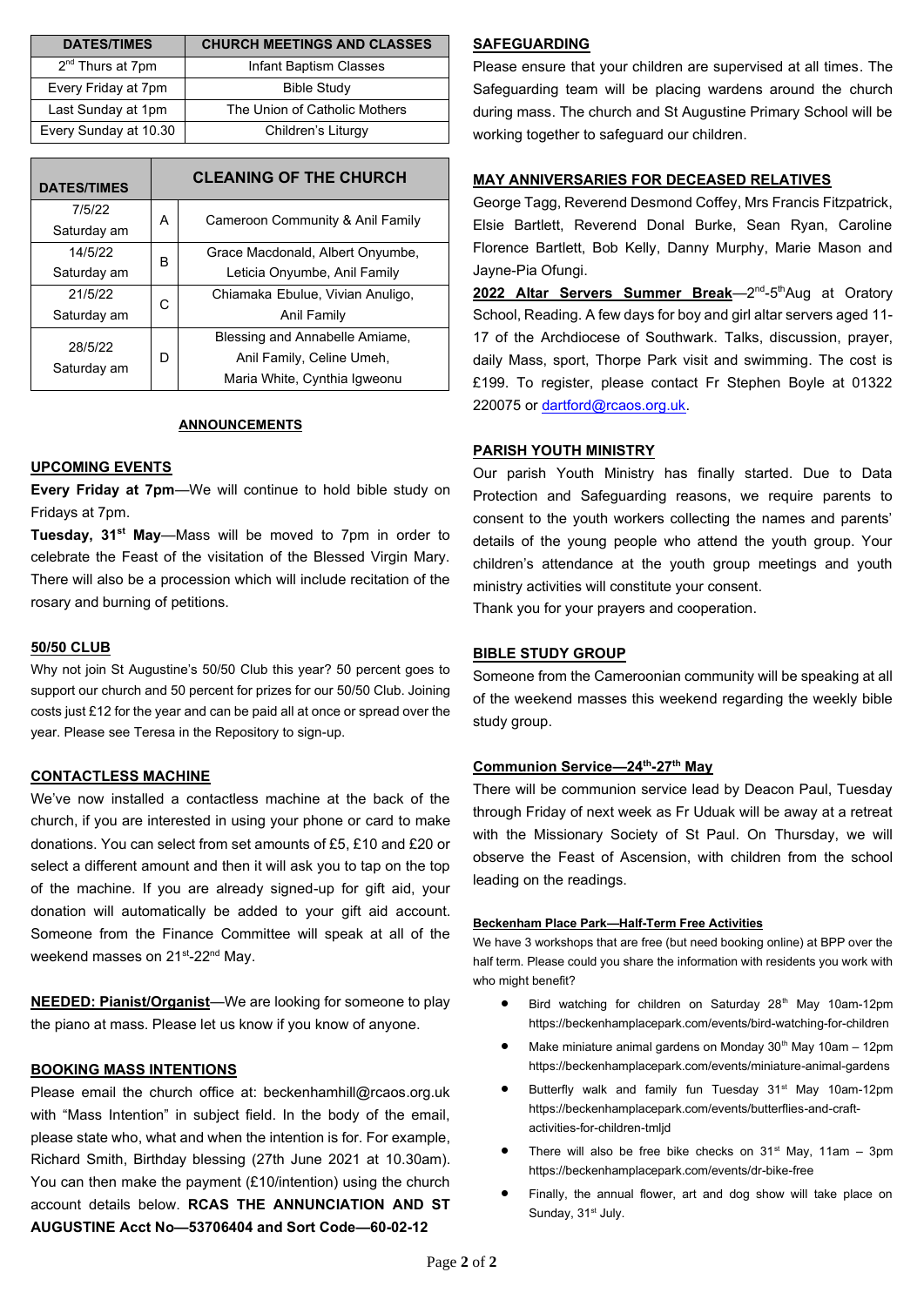| DATES/TIMES | CHURCH MEETINGS AND CLASSES |
| --- | --- |
| 2nd Thurs at 7pm | Infant Baptism Classes |
| Every Friday at 7pm | Bible Study |
| Last Sunday at 1pm | The Union of Catholic Mothers |
| Every Sunday at 10.30 | Children's Liturgy |

| DATES/TIMES | CLEANING OF THE CHURCH | |
| --- | --- | --- |
| 7/5/22 Saturday am | A | Cameroon Community & Anil Family |
| 14/5/22 Saturday am | B | Grace Macdonald, Albert Onyumbe, Leticia Onyumbe, Anil Family |
| 21/5/22 Saturday am | C | Chiamaka Ebulue, Vivian Anuligo, Anil Family |
| 28/5/22 Saturday am | D | Blessing and Annabelle Amiame, Anil Family, Celine Umeh, Maria White, Cynthia Igweonu |

## ANNOUNCEMENTS

### UPCOMING EVENTS

**Every Friday at 7pm**—We will continue to hold bible study on Fridays at 7pm.

**Tuesday, 31st May**—Mass will be moved to 7pm in order to celebrate the Feast of the visitation of the Blessed Virgin Mary. There will also be a procession which will include recitation of the rosary and burning of petitions.

### 50/50 CLUB

Why not join St Augustine's 50/50 Club this year? 50 percent goes to support our church and 50 percent for prizes for our 50/50 Club. Joining costs just £12 for the year and can be paid all at once or spread over the year. Please see Teresa in the Repository to sign-up.

### CONTACTLESS MACHINE

We've now installed a contactless machine at the back of the church, if you are interested in using your phone or card to make donations. You can select from set amounts of £5, £10 and £20 or select a different amount and then it will ask you to tap on the top of the machine. If you are already signed-up for gift aid, your donation will automatically be added to your gift aid account. Someone from the Finance Committee will speak at all of the weekend masses on 21st-22nd May.

**NEEDED: Pianist/Organist**—We are looking for someone to play the piano at mass. Please let us know if you know of anyone.

### BOOKING MASS INTENTIONS

Please email the church office at: beckenhamhill@rcaos.org.uk with "Mass Intention" in subject field. In the body of the email, please state who, what and when the intention is for. For example, Richard Smith, Birthday blessing (27th June 2021 at 10.30am). You can then make the payment (£10/intention) using the church account details below. **RCAS THE ANNUNCIATION AND ST AUGUSTINE Acct No—53706404 and Sort Code—60-02-12**

### SAFEGUARDING

Please ensure that your children are supervised at all times. The Safeguarding team will be placing wardens around the church during mass. The church and St Augustine Primary School will be working together to safeguard our children.

### MAY ANNIVERSARIES FOR DECEASED RELATIVES

George Tagg, Reverend Desmond Coffey, Mrs Francis Fitzpatrick, Elsie Bartlett, Reverend Donal Burke, Sean Ryan, Caroline Florence Bartlett, Bob Kelly, Danny Murphy, Marie Mason and Jayne-Pia Ofungi.

**2022 Altar Servers Summer Break**—2nd-5th Aug at Oratory School, Reading. A few days for boy and girl altar servers aged 11-17 of the Archdiocese of Southwark. Talks, discussion, prayer, daily Mass, sport, Thorpe Park visit and swimming. The cost is £199. To register, please contact Fr Stephen Boyle at 01322 220075 or dartford@rcaos.org.uk.

### PARISH YOUTH MINISTRY

Our parish Youth Ministry has finally started. Due to Data Protection and Safeguarding reasons, we require parents to consent to the youth workers collecting the names and parents' details of the young people who attend the youth group. Your children's attendance at the youth group meetings and youth ministry activities will constitute your consent.

Thank you for your prayers and cooperation.

### BIBLE STUDY GROUP

Someone from the Cameroonian community will be speaking at all of the weekend masses this weekend regarding the weekly bible study group.

### Communion Service—24th-27th May

There will be communion service lead by Deacon Paul, Tuesday through Friday of next week as Fr Uduak will be away at a retreat with the Missionary Society of St Paul. On Thursday, we will observe the Feast of Ascension, with children from the school leading on the readings.

#### Beckenham Place Park—Half-Term Free Activities

We have 3 workshops that are free (but need booking online) at BPP over the half term. Please could you share the information with residents you work with who might benefit?

- Bird watching for children on Saturday 28th May 10am-12pm https://beckenhamplacepark.com/events/bird-watching-for-children
- Make miniature animal gardens on Monday 30th May 10am – 12pm https://beckenhamplacepark.com/events/miniature-animal-gardens
- Butterfly walk and family fun Tuesday 31st May 10am-12pm https://beckenhamplacepark.com/events/butterflies-and-craft-activities-for-children-tmljd
- There will also be free bike checks on 31st May, 11am – 3pm https://beckenhamplacepark.com/events/dr-bike-free
- Finally, the annual flower, art and dog show will take place on Sunday, 31st July.